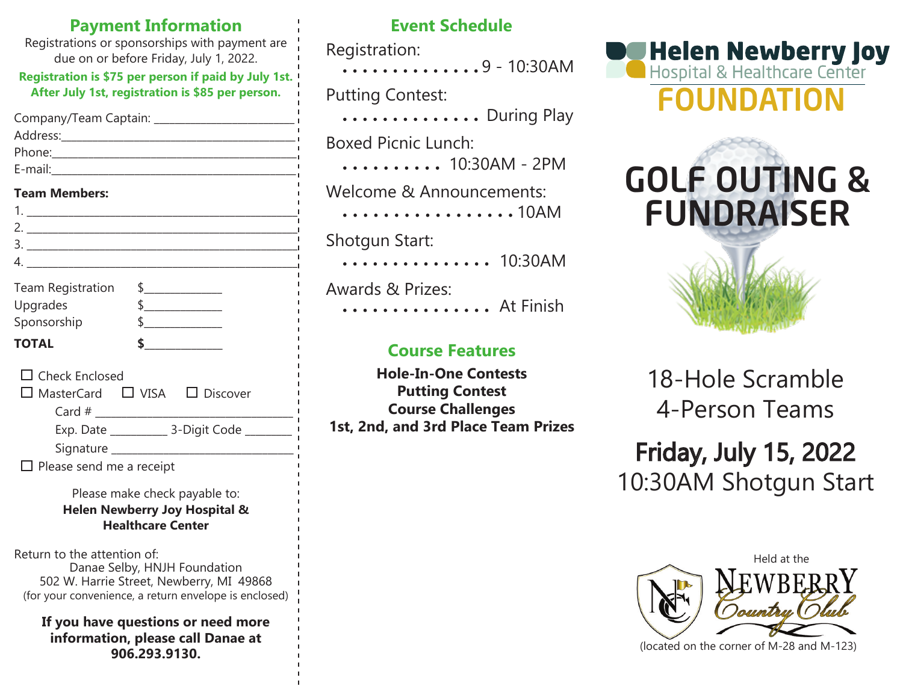## Payment Information

Registrations or sponsorships with payment are due on or before Friday, July 1, 2022.

**Registration is $75 per person if paid by July 1st. After July 1st, registration is $85 per person.**

Company/Team Captain: ______________________

Address: ______________________

Phone: ______________________

E-mail: ______________________

**Team Members:**

1. ______________________
2. ______________________
3. ______________________
4. ______________________

| | |
|---|---|
| Team Registration | $__________ |
| Upgrades | $__________ |
| Sponsorship | $__________ |
| **TOTAL** | **$__________** |

☐ Check Enclosed

☐ MasterCard ☐ VISA ☐ Discover

Card # ______________________

Exp. Date __________ 3-Digit Code ________

Signature ______________________

☐ Please send me a receipt

Please make check payable to:
**Helen Newberry Joy Hospital & Healthcare Center**

Return to the attention of:
Danae Selby, HNJH Foundation
502 W. Harrie Street, Newberry, MI 49868
(for your convenience, a return envelope is enclosed)

**If you have questions or need more information, please call Danae at 906.293.9130.**

## Event Schedule

Registration: . . . . . . . . . . . . . . . 9 - 10:30AM

Putting Contest: . . . . . . . . . . . . . . . During Play

Boxed Picnic Lunch: . . . . . . . . . . 10:30AM - 2PM

Welcome & Announcements: . . . . . . . . . . . . . . . . . . 10AM

Shotgun Start: . . . . . . . . . . . . . . . . 10:30AM

Awards & Prizes: . . . . . . . . . . . . . . . . At Finish

## Course Features

**Hole-In-One Contests**
**Putting Contest**
**Course Challenges**
**1st, 2nd, and 3rd Place Team Prizes**

**Helen Newberry Joy**
Hospital & Healthcare Center
**FOUNDATION**

# GOLF OUTING & FUNDRAISER

18-Hole Scramble
4-Person Teams

## Friday, July 15, 2022

10:30AM Shotgun Start

Held at the
NEWBERRY Country Club
(located on the corner of M-28 and M-123)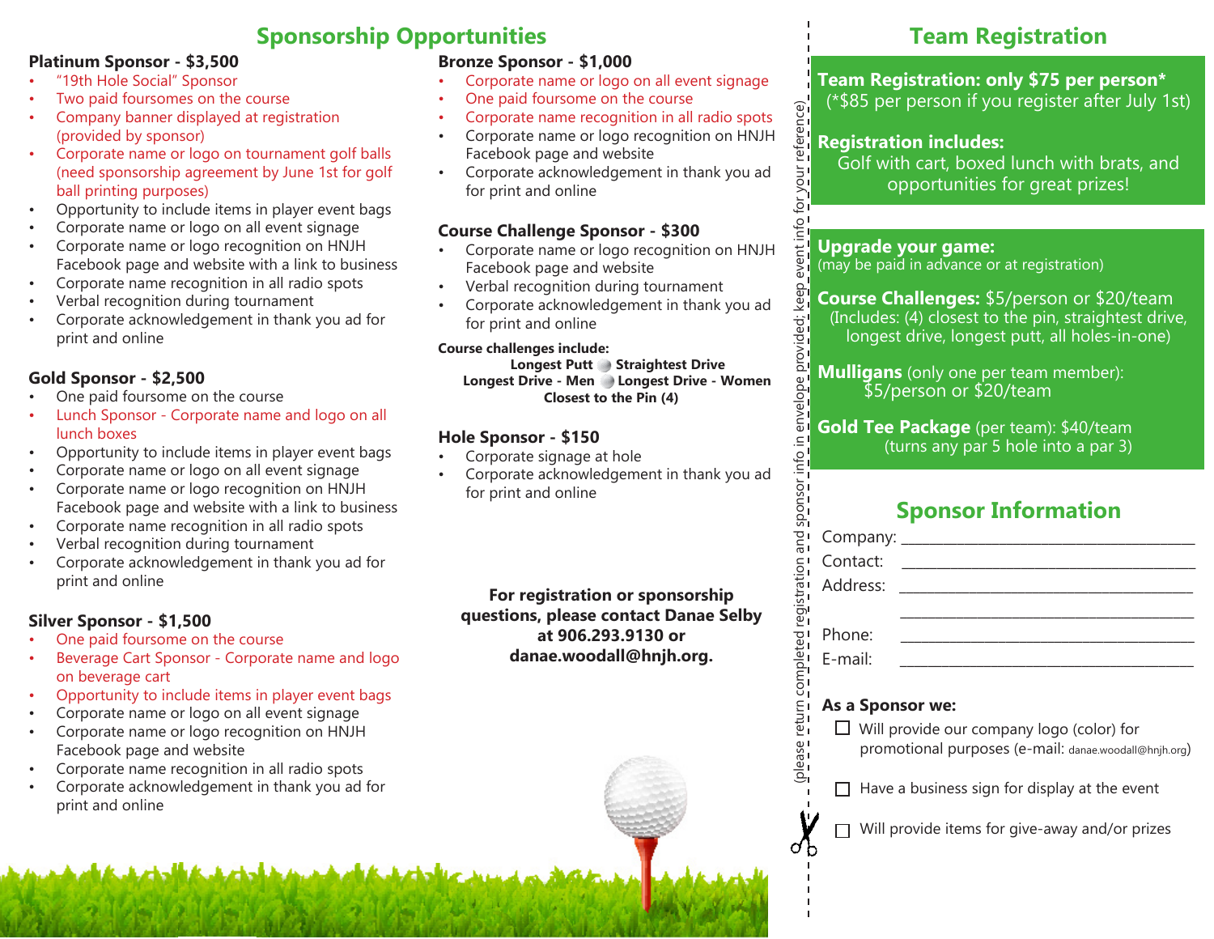## Sponsorship Opportunities

**Platinum Sponsor - $3,500**

- "19th Hole Social" Sponsor
- Two paid foursomes on the course
- Company banner displayed at registration (provided by sponsor)
- Corporate name or logo on tournament golf balls (need sponsorship agreement by June 1st for golf ball printing purposes)
- Opportunity to include items in player event bags
- Corporate name or logo on all event signage
- Corporate name or logo recognition on HNJH Facebook page and website with a link to business
- Corporate name recognition in all radio spots
- Verbal recognition during tournament
- Corporate acknowledgement in thank you ad for print and online

**Gold Sponsor - $2,500**

- One paid foursome on the course
- Lunch Sponsor - Corporate name and logo on all lunch boxes
- Opportunity to include items in player event bags
- Corporate name or logo on all event signage
- Corporate name or logo recognition on HNJH Facebook page and website with a link to business
- Corporate name recognition in all radio spots
- Verbal recognition during tournament
- Corporate acknowledgement in thank you ad for print and online

**Silver Sponsor - $1,500**

- One paid foursome on the course
- Beverage Cart Sponsor - Corporate name and logo on beverage cart
- Opportunity to include items in player event bags
- Corporate name or logo on all event signage
- Corporate name or logo recognition on HNJH Facebook page and website
- Corporate name recognition in all radio spots
- Corporate acknowledgement in thank you ad for print and online

**Bronze Sponsor - $1,000**

- Corporate name or logo on all event signage
- One paid foursome on the course
- Corporate name recognition in all radio spots
- Corporate name or logo recognition on HNJH Facebook page and website
- Corporate acknowledgement in thank you ad for print and online

**Course Challenge Sponsor - $300**

- Corporate name or logo recognition on HNJH Facebook page and website
- Verbal recognition during tournament
- Corporate acknowledgement in thank you ad for print and online

**Course challenges include:**
**Longest Putt • Straightest Drive**
**Longest Drive - Men • Longest Drive - Women**
**Closest to the Pin (4)**

**Hole Sponsor - $150**

- Corporate signage at hole
- Corporate acknowledgement in thank you ad for print and online

**For registration or sponsorship questions, please contact Danae Selby at 906.293.9130 or danae.woodall@hnjh.org.**

(please return completed registration and sponsor info in envelope provided; keep event info for your reference)

## Team Registration

**Team Registration: only $75 per person\***
(\*$85 per person if you register after July 1st)

**Registration includes:**
Golf with cart, boxed lunch with brats, and opportunities for great prizes!

**Upgrade your game:**
(may be paid in advance or at registration)

**Course Challenges:** $5/person or $20/team
(Includes: (4) closest to the pin, straightest drive, longest drive, longest putt, all holes-in-one)

**Mulligans** (only one per team member): $5/person or $20/team

**Gold Tee Package** (per team): $40/team
(turns any par 5 hole into a par 3)

## Sponsor Information

Company: ______________________________

Contact: ______________________________

Address: ______________________________

______________________________

Phone: ______________________________

E-mail: ______________________________

**As a Sponsor we:**

- ☐ Will provide our company logo (color) for promotional purposes (e-mail: danae.woodall@hnjh.org)
- ☐ Have a business sign for display at the event
- ☐ Will provide items for give-away and/or prizes